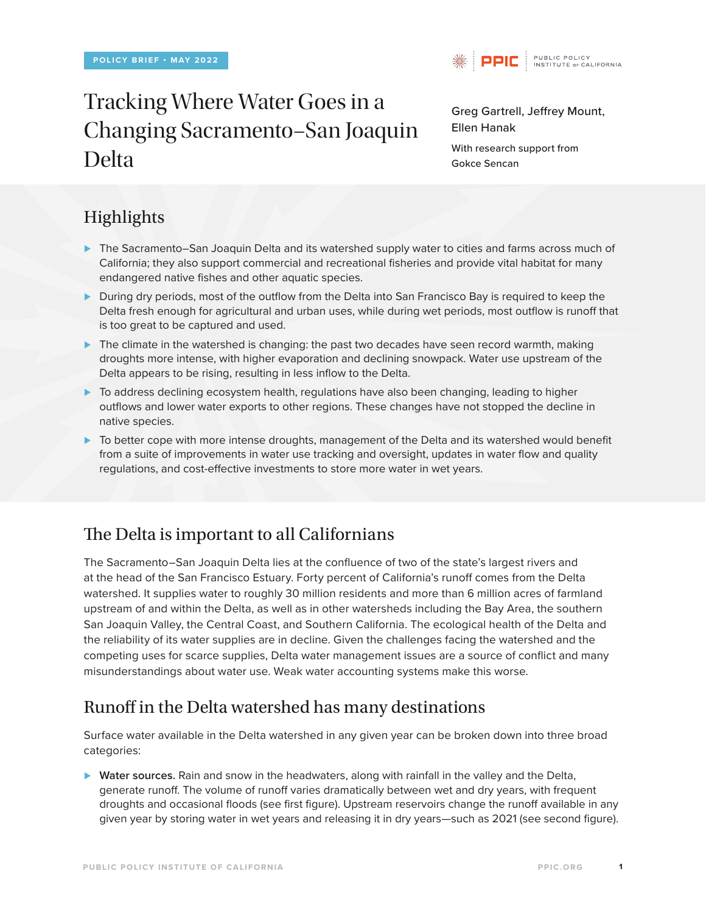POLICY BRIEF • MAY 2022

# Tracking Where Water Goes in a Changing Sacramento–San Joaquin Delta

Greg Gartrell, Jeffrey Mount, Ellen Hanak

With research support from Gokce Sencan

## Highlights

- The Sacramento–San Joaquin Delta and its watershed supply water to cities and farms across much of California; they also support commercial and recreational fisheries and provide vital habitat for many endangered native fishes and other aquatic species.
- During dry periods, most of the outflow from the Delta into San Francisco Bay is required to keep the Delta fresh enough for agricultural and urban uses, while during wet periods, most outflow is runoff that is too great to be captured and used.
- The climate in the watershed is changing: the past two decades have seen record warmth, making droughts more intense, with higher evaporation and declining snowpack. Water use upstream of the Delta appears to be rising, resulting in less inflow to the Delta.
- To address declining ecosystem health, regulations have also been changing, leading to higher outflows and lower water exports to other regions. These changes have not stopped the decline in native species.
- To better cope with more intense droughts, management of the Delta and its watershed would benefit from a suite of improvements in water use tracking and oversight, updates in water flow and quality regulations, and cost-effective investments to store more water in wet years.

## The Delta is important to all Californians

The Sacramento–San Joaquin Delta lies at the confluence of two of the state's largest rivers and at the head of the San Francisco Estuary. Forty percent of California's runoff comes from the Delta watershed. It supplies water to roughly 30 million residents and more than 6 million acres of farmland upstream of and within the Delta, as well as in other watersheds including the Bay Area, the southern San Joaquin Valley, the Central Coast, and Southern California. The ecological health of the Delta and the reliability of its water supplies are in decline. Given the challenges facing the watershed and the competing uses for scarce supplies, Delta water management issues are a source of conflict and many misunderstandings about water use. Weak water accounting systems make this worse.

## Runoff in the Delta watershed has many destinations

Surface water available in the Delta watershed in any given year can be broken down into three broad categories:

- **Water sources.** Rain and snow in the headwaters, along with rainfall in the valley and the Delta, generate runoff. The volume of runoff varies dramatically between wet and dry years, with frequent droughts and occasional floods (see first figure). Upstream reservoirs change the runoff available in any given year by storing water in wet years and releasing it in dry years—such as 2021 (see second figure).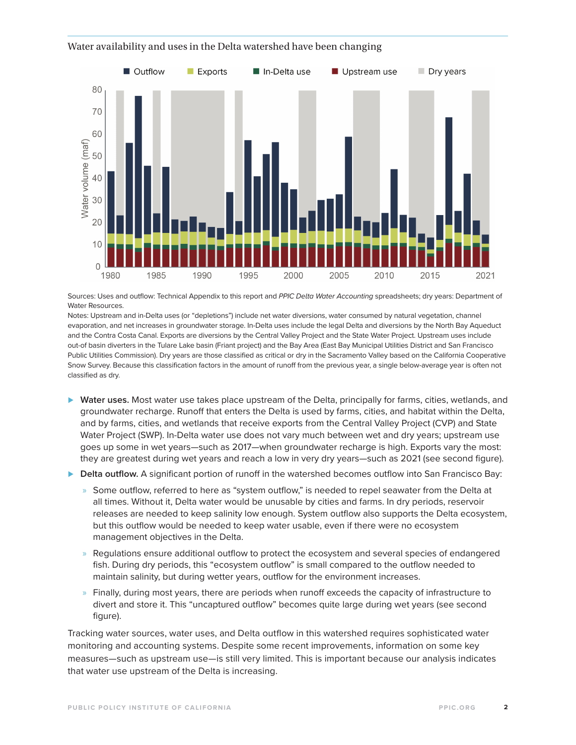Water availability and uses in the Delta watershed have been changing

Sources: Uses and outflow: Technical Appendix to this report and *PPIC Delta Water Accounting* spreadsheets; dry years: Department of Water Resources.

Notes: Upstream and in-Delta uses (or "depletions") include net water diversions, water consumed by natural vegetation, channel evaporation, and net increases in groundwater storage. In-Delta uses include the legal Delta and diversions by the North Bay Aqueduct and the Contra Costa Canal. Exports are diversions by the Central Valley Project and the State Water Project. Upstream uses include out-of basin diverters in the Tulare Lake basin (Friant project) and the Bay Area (East Bay Municipal Utilities District and San Francisco Public Utilities Commission). Dry years are those classified as critical or dry in the Sacramento Valley based on the California Cooperative Snow Survey. Because this classification factors in the amount of runoff from the previous year, a single below-average year is often not classified as dry.

- **Water uses.** Most water use takes place upstream of the Delta, principally for farms, cities, wetlands, and groundwater recharge. Runoff that enters the Delta is used by farms, cities, and habitat within the Delta, and by farms, cities, and wetlands that receive exports from the Central Valley Project (CVP) and State Water Project (SWP). In-Delta water use does not vary much between wet and dry years; upstream use goes up some in wet years—such as 2017—when groundwater recharge is high. Exports vary the most: they are greatest during wet years and reach a low in very dry years—such as 2021 (see second figure).
- **Delta outflow.** A significant portion of runoff in the watershed becomes outflow into San Francisco Bay:
  - Some outflow, referred to here as "system outflow," is needed to repel seawater from the Delta at all times. Without it, Delta water would be unusable by cities and farms. In dry periods, reservoir releases are needed to keep salinity low enough. System outflow also supports the Delta ecosystem, but this outflow would be needed to keep water usable, even if there were no ecosystem management objectives in the Delta.
  - Regulations ensure additional outflow to protect the ecosystem and several species of endangered fish. During dry periods, this "ecosystem outflow" is small compared to the outflow needed to maintain salinity, but during wetter years, outflow for the environment increases.
  - Finally, during most years, there are periods when runoff exceeds the capacity of infrastructure to divert and store it. This "uncaptured outflow" becomes quite large during wet years (see second figure).

Tracking water sources, water uses, and Delta outflow in this watershed requires sophisticated water monitoring and accounting systems. Despite some recent improvements, information on some key measures—such as upstream use—is still very limited. This is important because our analysis indicates that water use upstream of the Delta is increasing.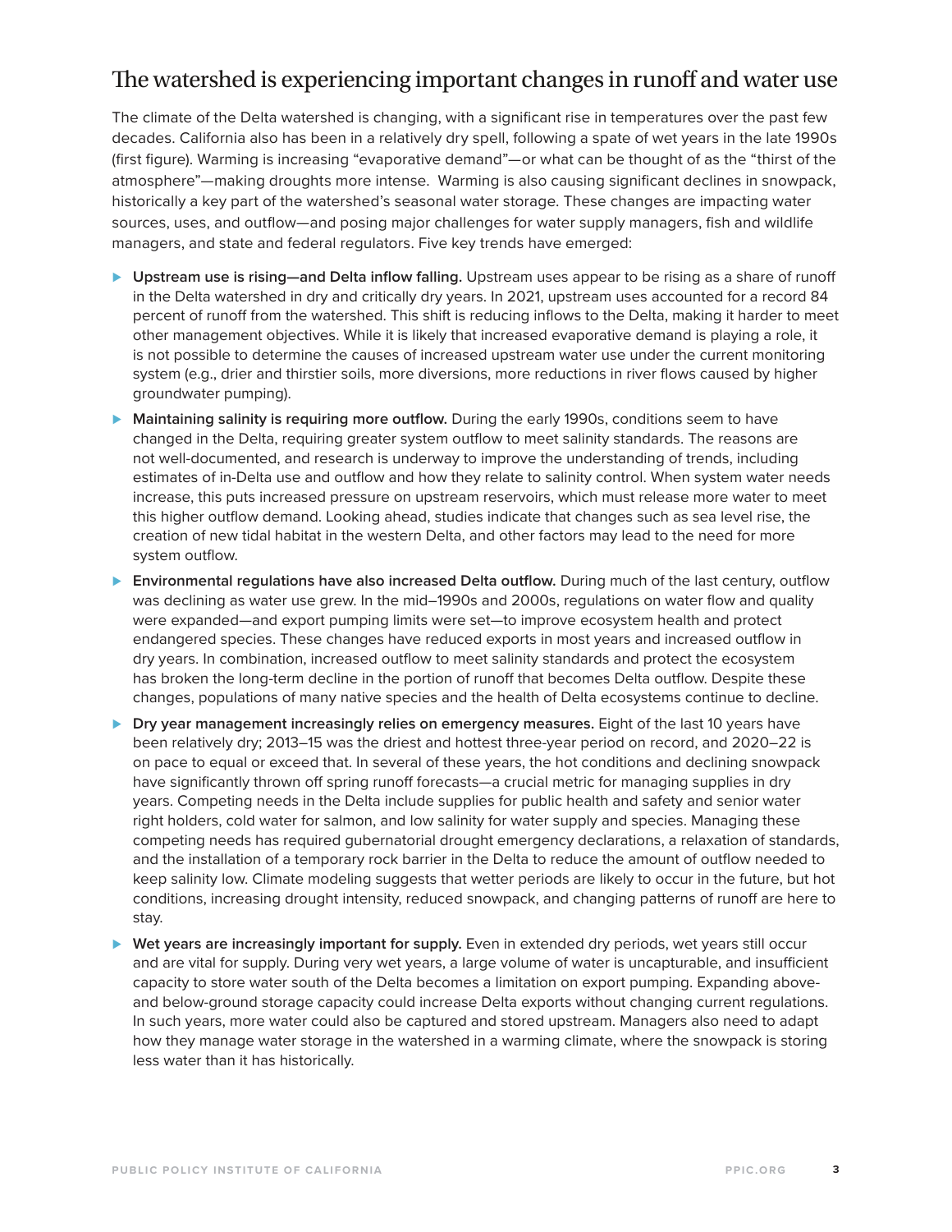## The watershed is experiencing important changes in runoff and water use

The climate of the Delta watershed is changing, with a significant rise in temperatures over the past few decades. California also has been in a relatively dry spell, following a spate of wet years in the late 1990s (first figure). Warming is increasing "evaporative demand"—or what can be thought of as the "thirst of the atmosphere"—making droughts more intense. Warming is also causing significant declines in snowpack, historically a key part of the watershed's seasonal water storage. These changes are impacting water sources, uses, and outflow—and posing major challenges for water supply managers, fish and wildlife managers, and state and federal regulators. Five key trends have emerged:

- **Upstream use is rising—and Delta inflow falling.** Upstream uses appear to be rising as a share of runoff in the Delta watershed in dry and critically dry years. In 2021, upstream uses accounted for a record 84 percent of runoff from the watershed. This shift is reducing inflows to the Delta, making it harder to meet other management objectives. While it is likely that increased evaporative demand is playing a role, it is not possible to determine the causes of increased upstream water use under the current monitoring system (e.g., drier and thirstier soils, more diversions, more reductions in river flows caused by higher groundwater pumping).
- **Maintaining salinity is requiring more outflow.** During the early 1990s, conditions seem to have changed in the Delta, requiring greater system outflow to meet salinity standards. The reasons are not well-documented, and research is underway to improve the understanding of trends, including estimates of in-Delta use and outflow and how they relate to salinity control. When system water needs increase, this puts increased pressure on upstream reservoirs, which must release more water to meet this higher outflow demand. Looking ahead, studies indicate that changes such as sea level rise, the creation of new tidal habitat in the western Delta, and other factors may lead to the need for more system outflow.
- **Environmental regulations have also increased Delta outflow.** During much of the last century, outflow was declining as water use grew. In the mid–1990s and 2000s, regulations on water flow and quality were expanded—and export pumping limits were set—to improve ecosystem health and protect endangered species. These changes have reduced exports in most years and increased outflow in dry years. In combination, increased outflow to meet salinity standards and protect the ecosystem has broken the long-term decline in the portion of runoff that becomes Delta outflow. Despite these changes, populations of many native species and the health of Delta ecosystems continue to decline.
- **Dry year management increasingly relies on emergency measures.** Eight of the last 10 years have been relatively dry; 2013–15 was the driest and hottest three-year period on record, and 2020–22 is on pace to equal or exceed that. In several of these years, the hot conditions and declining snowpack have significantly thrown off spring runoff forecasts—a crucial metric for managing supplies in dry years. Competing needs in the Delta include supplies for public health and safety and senior water right holders, cold water for salmon, and low salinity for water supply and species. Managing these competing needs has required gubernatorial drought emergency declarations, a relaxation of standards, and the installation of a temporary rock barrier in the Delta to reduce the amount of outflow needed to keep salinity low. Climate modeling suggests that wetter periods are likely to occur in the future, but hot conditions, increasing drought intensity, reduced snowpack, and changing patterns of runoff are here to stay.
- **Wet years are increasingly important for supply.** Even in extended dry periods, wet years still occur and are vital for supply. During very wet years, a large volume of water is uncapturable, and insufficient capacity to store water south of the Delta becomes a limitation on export pumping. Expanding above- and below-ground storage capacity could increase Delta exports without changing current regulations. In such years, more water could also be captured and stored upstream. Managers also need to adapt how they manage water storage in the watershed in a warming climate, where the snowpack is storing less water than it has historically.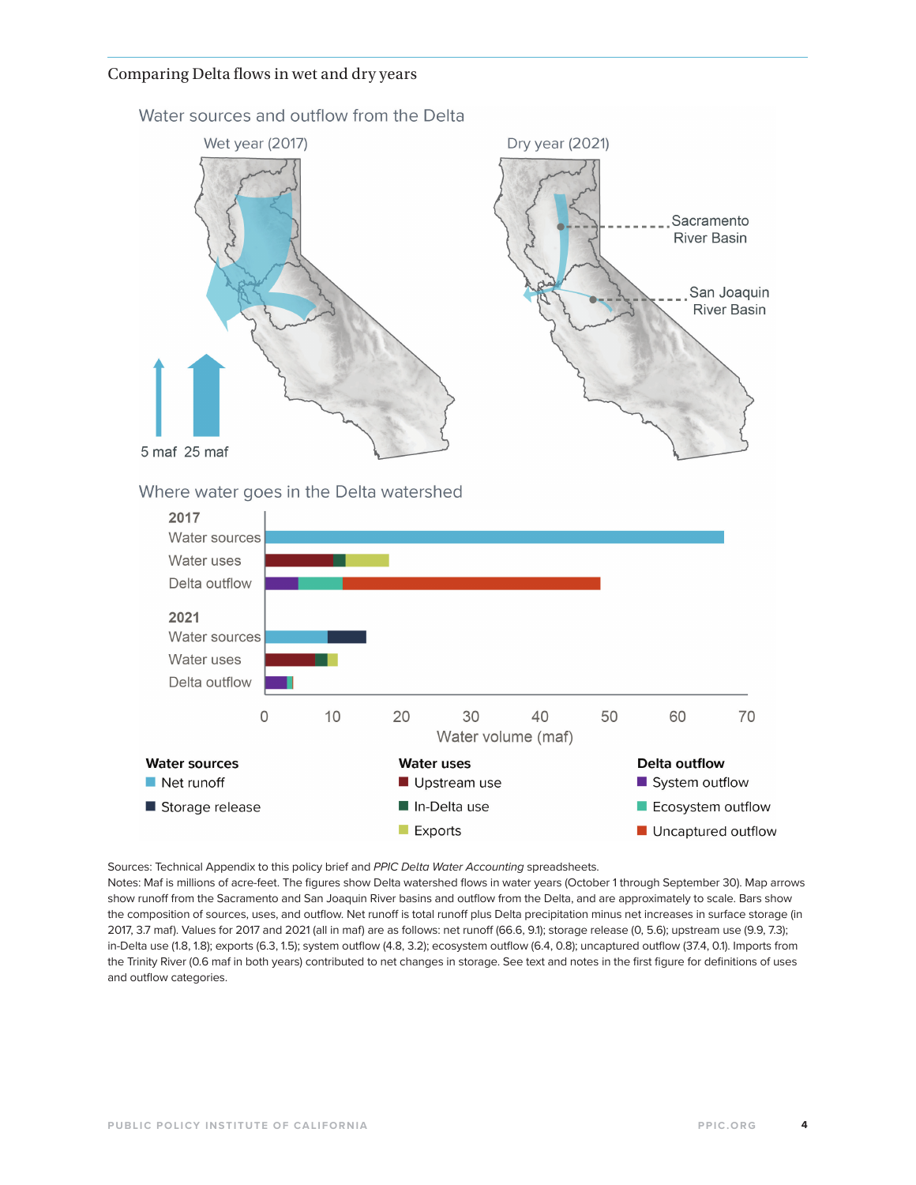Comparing Delta flows in wet and dry years

Water sources and outflow from the Delta

Wet year (2017)

Dry year (2021)

Sacramento River Basin

San Joaquin River Basin

5 maf 25 maf

Where water goes in the Delta watershed

2017
Water sources
Water uses
Delta outflow

2021
Water sources
Water uses
Delta outflow

0 10 20 30 40 50 60 70

Water volume (maf)

**Water sources**
- Net runoff
- Storage release

**Water uses**
- Upstream use
- In-Delta use
- Exports

**Delta outflow**
- System outflow
- Ecosystem outflow
- Uncaptured outflow

Sources: Technical Appendix to this policy brief and *PPIC Delta Water Accounting* spreadsheets.
Notes: Maf is millions of acre-feet. The figures show Delta watershed flows in water years (October 1 through September 30). Map arrows show runoff from the Sacramento and San Joaquin River basins and outflow from the Delta, and are approximately to scale. Bars show the composition of sources, uses, and outflow. Net runoff is total runoff plus Delta precipitation minus net increases in surface storage (in 2017, 3.7 maf). Values for 2017 and 2021 (all in maf) are as follows: net runoff (66.6, 9.1); storage release (0, 5.6); upstream use (9.9, 7.3); in-Delta use (1.8, 1.8); exports (6.3, 1.5); system outflow (4.8, 3.2); ecosystem outflow (6.4, 0.8); uncaptured outflow (37.4, 0.1). Imports from the Trinity River (0.6 maf in both years) contributed to net changes in storage. See text and notes in the first figure for definitions of uses and outflow categories.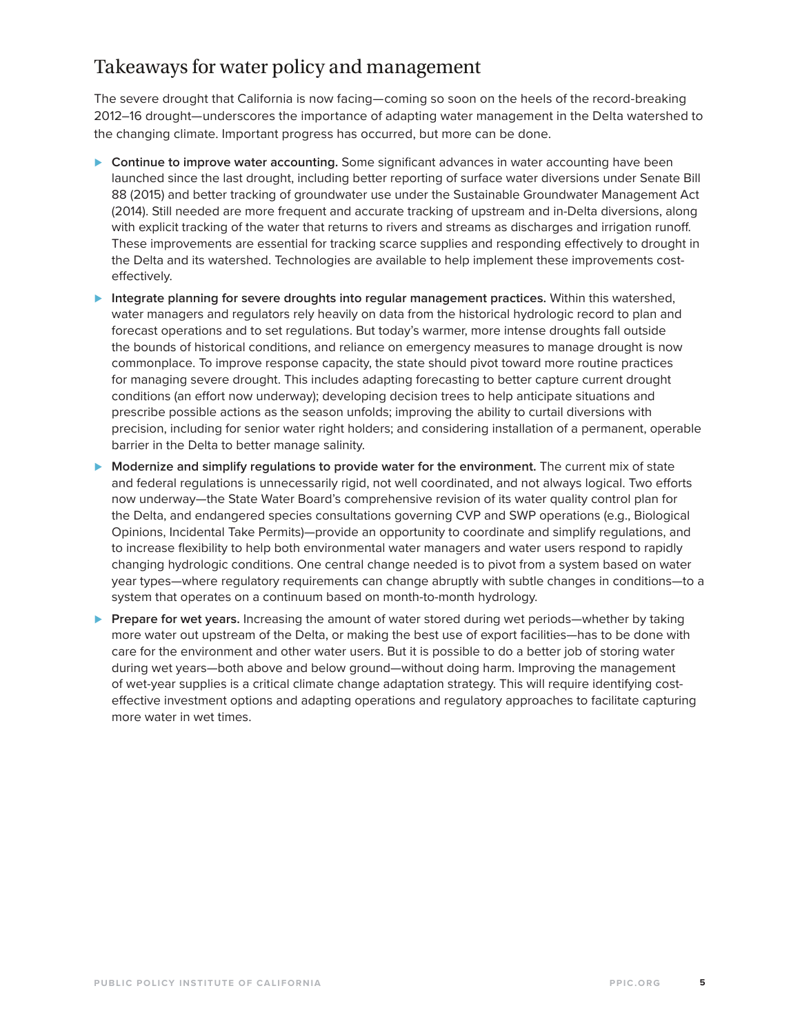## Takeaways for water policy and management

The severe drought that California is now facing—coming so soon on the heels of the record-breaking 2012–16 drought—underscores the importance of adapting water management in the Delta watershed to the changing climate. Important progress has occurred, but more can be done.

- **Continue to improve water accounting.** Some significant advances in water accounting have been launched since the last drought, including better reporting of surface water diversions under Senate Bill 88 (2015) and better tracking of groundwater use under the Sustainable Groundwater Management Act (2014). Still needed are more frequent and accurate tracking of upstream and in-Delta diversions, along with explicit tracking of the water that returns to rivers and streams as discharges and irrigation runoff. These improvements are essential for tracking scarce supplies and responding effectively to drought in the Delta and its watershed. Technologies are available to help implement these improvements cost-effectively.
- **Integrate planning for severe droughts into regular management practices.** Within this watershed, water managers and regulators rely heavily on data from the historical hydrologic record to plan and forecast operations and to set regulations. But today's warmer, more intense droughts fall outside the bounds of historical conditions, and reliance on emergency measures to manage drought is now commonplace. To improve response capacity, the state should pivot toward more routine practices for managing severe drought. This includes adapting forecasting to better capture current drought conditions (an effort now underway); developing decision trees to help anticipate situations and prescribe possible actions as the season unfolds; improving the ability to curtail diversions with precision, including for senior water right holders; and considering installation of a permanent, operable barrier in the Delta to better manage salinity.
- **Modernize and simplify regulations to provide water for the environment.** The current mix of state and federal regulations is unnecessarily rigid, not well coordinated, and not always logical. Two efforts now underway—the State Water Board's comprehensive revision of its water quality control plan for the Delta, and endangered species consultations governing CVP and SWP operations (e.g., Biological Opinions, Incidental Take Permits)—provide an opportunity to coordinate and simplify regulations, and to increase flexibility to help both environmental water managers and water users respond to rapidly changing hydrologic conditions. One central change needed is to pivot from a system based on water year types—where regulatory requirements can change abruptly with subtle changes in conditions—to a system that operates on a continuum based on month-to-month hydrology.
- **Prepare for wet years.** Increasing the amount of water stored during wet periods—whether by taking more water out upstream of the Delta, or making the best use of export facilities—has to be done with care for the environment and other water users. But it is possible to do a better job of storing water during wet years—both above and below ground—without doing harm. Improving the management of wet-year supplies is a critical climate change adaptation strategy. This will require identifying cost-effective investment options and adapting operations and regulatory approaches to facilitate capturing more water in wet times.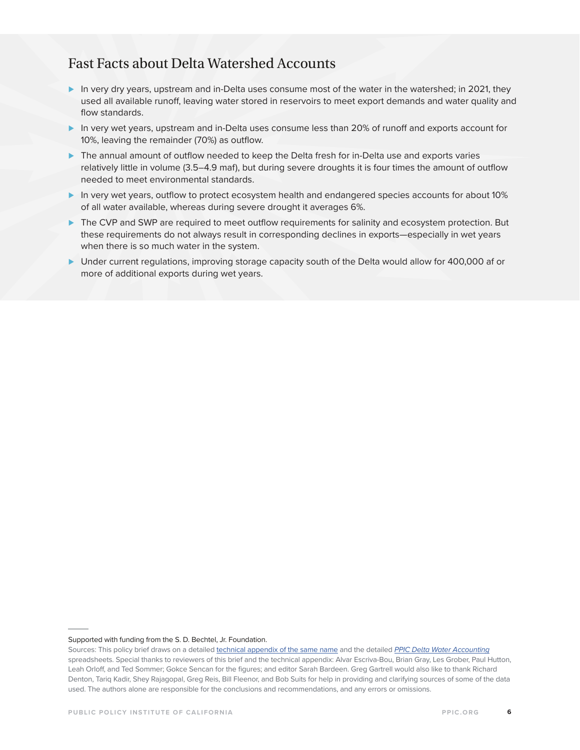## Fast Facts about Delta Watershed Accounts

- In very dry years, upstream and in-Delta uses consume most of the water in the watershed; in 2021, they used all available runoff, leaving water stored in reservoirs to meet export demands and water quality and flow standards.
- In very wet years, upstream and in-Delta uses consume less than 20% of runoff and exports account for 10%, leaving the remainder (70%) as outflow.
- The annual amount of outflow needed to keep the Delta fresh for in-Delta use and exports varies relatively little in volume (3.5–4.9 maf), but during severe droughts it is four times the amount of outflow needed to meet environmental standards.
- In very wet years, outflow to protect ecosystem health and endangered species accounts for about 10% of all water available, whereas during severe drought it averages 6%.
- The CVP and SWP are required to meet outflow requirements for salinity and ecosystem protection. But these requirements do not always result in corresponding declines in exports—especially in wet years when there is so much water in the system.
- Under current regulations, improving storage capacity south of the Delta would allow for 400,000 af or more of additional exports during wet years.

---

Supported with funding from the S. D. Bechtel, Jr. Foundation.

Sources: This policy brief draws on a detailed technical appendix of the same name and the detailed *PPIC Delta Water Accounting* spreadsheets. Special thanks to reviewers of this brief and the technical appendix: Alvar Escriva-Bou, Brian Gray, Les Grober, Paul Hutton, Leah Orloff, and Ted Sommer; Gokce Sencan for the figures; and editor Sarah Bardeen. Greg Gartrell would also like to thank Richard Denton, Tariq Kadir, Shey Rajagopal, Greg Reis, Bill Fleenor, and Bob Suits for help in providing and clarifying sources of some of the data used. The authors alone are responsible for the conclusions and recommendations, and any errors or omissions.